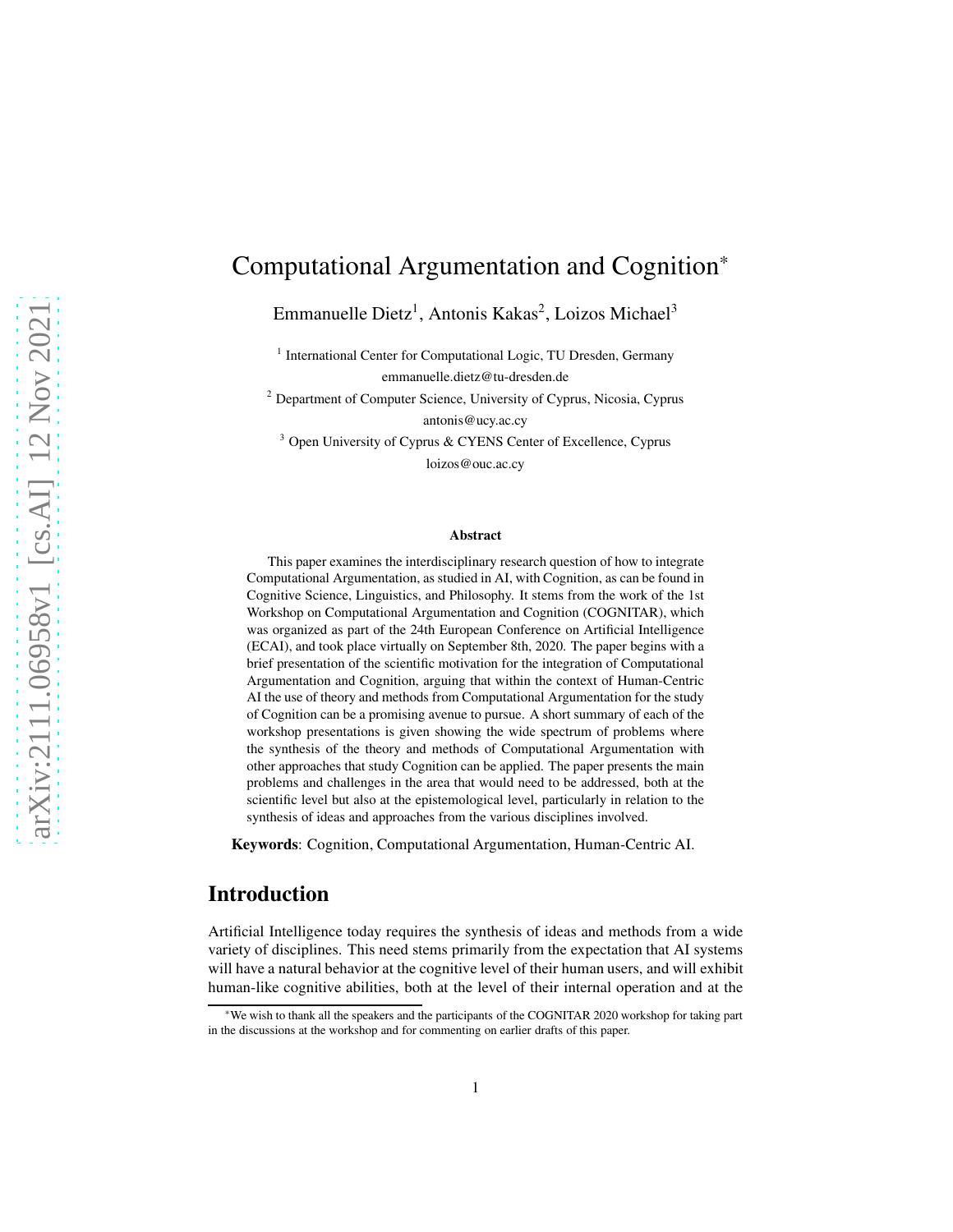# Computational Argumentation and Cognition*

Emmanuelle Dietz[1], Antonis Kakas[2], Loizos Michael[3]

[1] International Center for Computational Logic, TU Dresden, Germany
emmanuelle.dietz@tu-dresden.de

[2] Department of Computer Science, University of Cyprus, Nicosia, Cyprus
antonis@ucy.ac.cy

[3] Open University of Cyprus & CYENS Center of Excellence, Cyprus
loizos@ouc.ac.cy

### Abstract

This paper examines the interdisciplinary research question of how to integrate Computational Argumentation, as studied in AI, with Cognition, as can be found in Cognitive Science, Linguistics, and Philosophy. It stems from the work of the 1st Workshop on Computational Argumentation and Cognition (COGNITAR), which was organized as part of the 24th European Conference on Artificial Intelligence (ECAI), and took place virtually on September 8th, 2020. The paper begins with a brief presentation of the scientific motivation for the integration of Computational Argumentation and Cognition, arguing that within the context of Human-Centric AI the use of theory and methods from Computational Argumentation for the study of Cognition can be a promising avenue to pursue. A short summary of each of the workshop presentations is given showing the wide spectrum of problems where the synthesis of the theory and methods of Computational Argumentation with other approaches that study Cognition can be applied. The paper presents the main problems and challenges in the area that would need to be addressed, both at the scientific level but also at the epistemological level, particularly in relation to the synthesis of ideas and approaches from the various disciplines involved.

**Keywords**: Cognition, Computational Argumentation, Human-Centric AI.

## Introduction

Artificial Intelligence today requires the synthesis of ideas and methods from a wide variety of disciplines. This need stems primarily from the expectation that AI systems will have a natural behavior at the cognitive level of their human users, and will exhibit human-like cognitive abilities, both at the level of their internal operation and at the

*We wish to thank all the speakers and the participants of the COGNITAR 2020 workshop for taking part in the discussions at the workshop and for commenting on earlier drafts of this paper.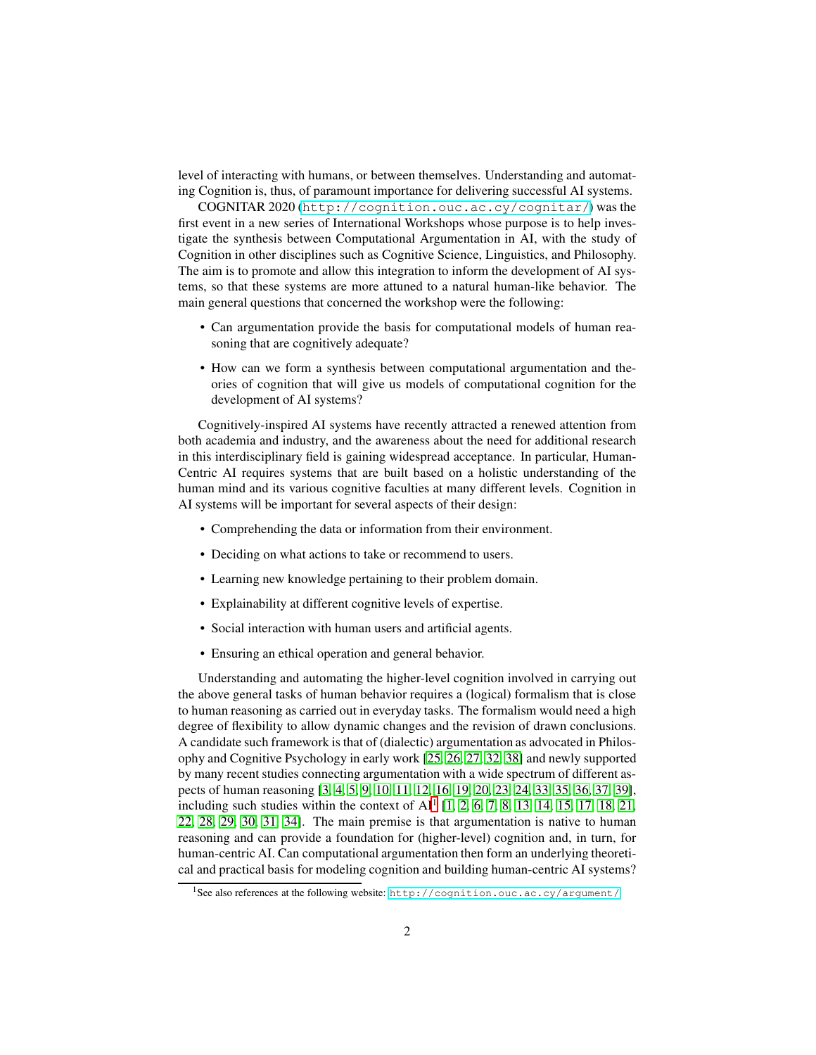level of interacting with humans, or between themselves. Understanding and automating Cognition is, thus, of paramount importance for delivering successful AI systems.

COGNITAR 2020 (http://cognition.ouc.ac.cy/cognitar/) was the first event in a new series of International Workshops whose purpose is to help investigate the synthesis between Computational Argumentation in AI, with the study of Cognition in other disciplines such as Cognitive Science, Linguistics, and Philosophy. The aim is to promote and allow this integration to inform the development of AI systems, so that these systems are more attuned to a natural human-like behavior. The main general questions that concerned the workshop were the following:

- Can argumentation provide the basis for computational models of human reasoning that are cognitively adequate?
- How can we form a synthesis between computational argumentation and theories of cognition that will give us models of computational cognition for the development of AI systems?

Cognitively-inspired AI systems have recently attracted a renewed attention from both academia and industry, and the awareness about the need for additional research in this interdisciplinary field is gaining widespread acceptance. In particular, Human-Centric AI requires systems that are built based on a holistic understanding of the human mind and its various cognitive faculties at many different levels. Cognition in AI systems will be important for several aspects of their design:

- Comprehending the data or information from their environment.
- Deciding on what actions to take or recommend to users.
- Learning new knowledge pertaining to their problem domain.
- Explainability at different cognitive levels of expertise.
- Social interaction with human users and artificial agents.
- Ensuring an ethical operation and general behavior.

Understanding and automating the higher-level cognition involved in carrying out the above general tasks of human behavior requires a (logical) formalism that is close to human reasoning as carried out in everyday tasks. The formalism would need a high degree of flexibility to allow dynamic changes and the revision of drawn conclusions. A candidate such framework is that of (dialectic) argumentation as advocated in Philosophy and Cognitive Psychology in early work [25, 26, 27, 32, 38] and newly supported by many recent studies connecting argumentation with a wide spectrum of different aspects of human reasoning [3, 4, 5, 9, 10, 11, 12, 16, 19, 20, 23, 24, 33, 35, 36, 37, 39], including such studies within the context of AI[1] [1, 2, 6, 7, 8, 13, 14, 15, 17, 18, 21, 22, 28, 29, 30, 31, 34]. The main premise is that argumentation is native to human reasoning and can provide a foundation for (higher-level) cognition and, in turn, for human-centric AI. Can computational argumentation then form an underlying theoretical and practical basis for modeling cognition and building human-centric AI systems?

[1] See also references at the following website: http://cognition.ouc.ac.cy/argument/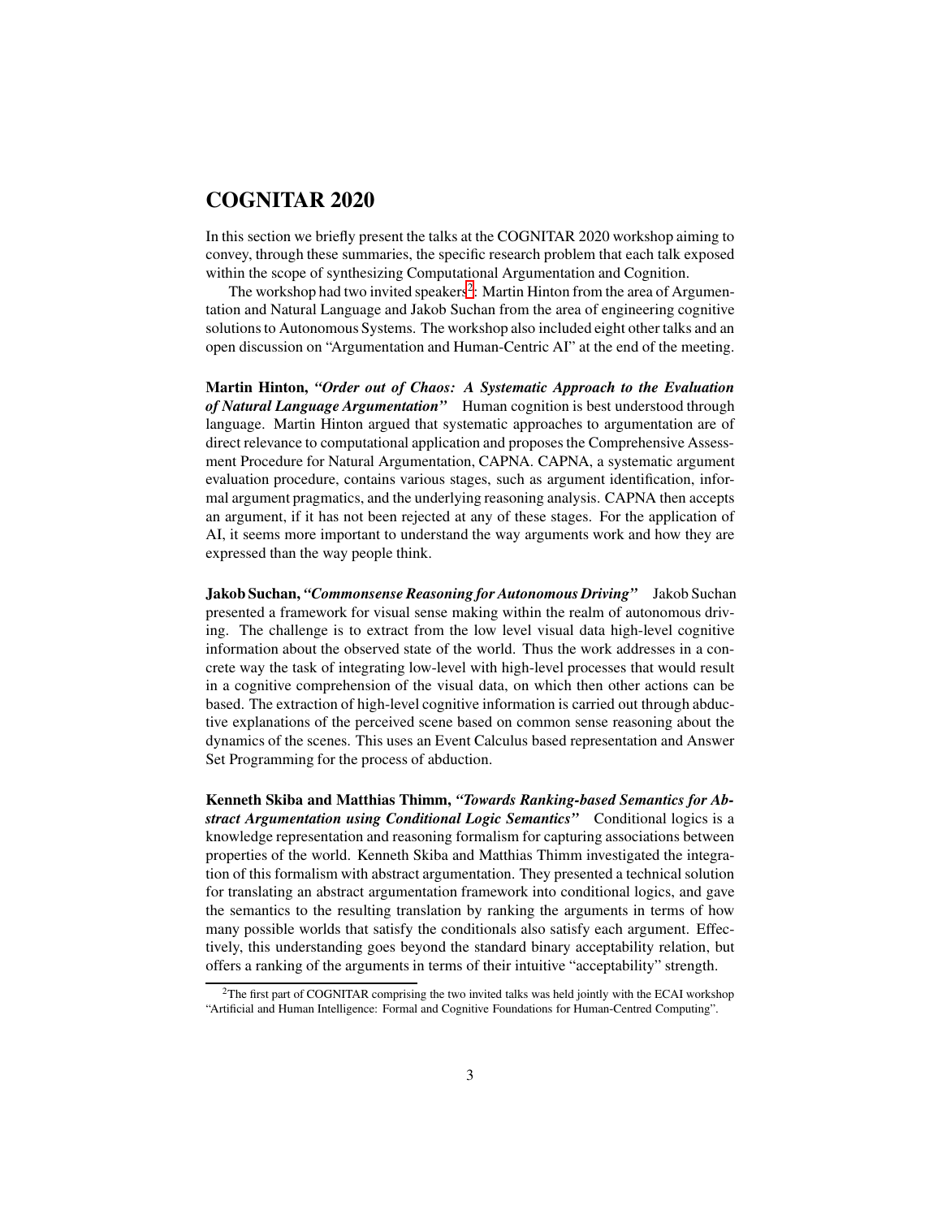## COGNITAR 2020

In this section we briefly present the talks at the COGNITAR 2020 workshop aiming to convey, through these summaries, the specific research problem that each talk exposed within the scope of synthesizing Computational Argumentation and Cognition.

The workshop had two invited speakers[2]: Martin Hinton from the area of Argumentation and Natural Language and Jakob Suchan from the area of engineering cognitive solutions to Autonomous Systems. The workshop also included eight other talks and an open discussion on "Argumentation and Human-Centric AI" at the end of the meeting.

**Martin Hinton,** ***"Order out of Chaos: A Systematic Approach to the Evaluation of Natural Language Argumentation"*** Human cognition is best understood through language. Martin Hinton argued that systematic approaches to argumentation are of direct relevance to computational application and proposes the Comprehensive Assessment Procedure for Natural Argumentation, CAPNA. CAPNA, a systematic argument evaluation procedure, contains various stages, such as argument identification, informal argument pragmatics, and the underlying reasoning analysis. CAPNA then accepts an argument, if it has not been rejected at any of these stages. For the application of AI, it seems more important to understand the way arguments work and how they are expressed than the way people think.

**Jakob Suchan,** ***"Commonsense Reasoning for Autonomous Driving"*** Jakob Suchan presented a framework for visual sense making within the realm of autonomous driving. The challenge is to extract from the low level visual data high-level cognitive information about the observed state of the world. Thus the work addresses in a concrete way the task of integrating low-level with high-level processes that would result in a cognitive comprehension of the visual data, on which then other actions can be based. The extraction of high-level cognitive information is carried out through abductive explanations of the perceived scene based on common sense reasoning about the dynamics of the scenes. This uses an Event Calculus based representation and Answer Set Programming for the process of abduction.

**Kenneth Skiba and Matthias Thimm,** ***"Towards Ranking-based Semantics for Abstract Argumentation using Conditional Logic Semantics"*** Conditional logics is a knowledge representation and reasoning formalism for capturing associations between properties of the world. Kenneth Skiba and Matthias Thimm investigated the integration of this formalism with abstract argumentation. They presented a technical solution for translating an abstract argumentation framework into conditional logics, and gave the semantics to the resulting translation by ranking the arguments in terms of how many possible worlds that satisfy the conditionals also satisfy each argument. Effectively, this understanding goes beyond the standard binary acceptability relation, but offers a ranking of the arguments in terms of their intuitive "acceptability" strength.

[2] The first part of COGNITAR comprising the two invited talks was held jointly with the ECAI workshop "Artificial and Human Intelligence: Formal and Cognitive Foundations for Human-Centred Computing".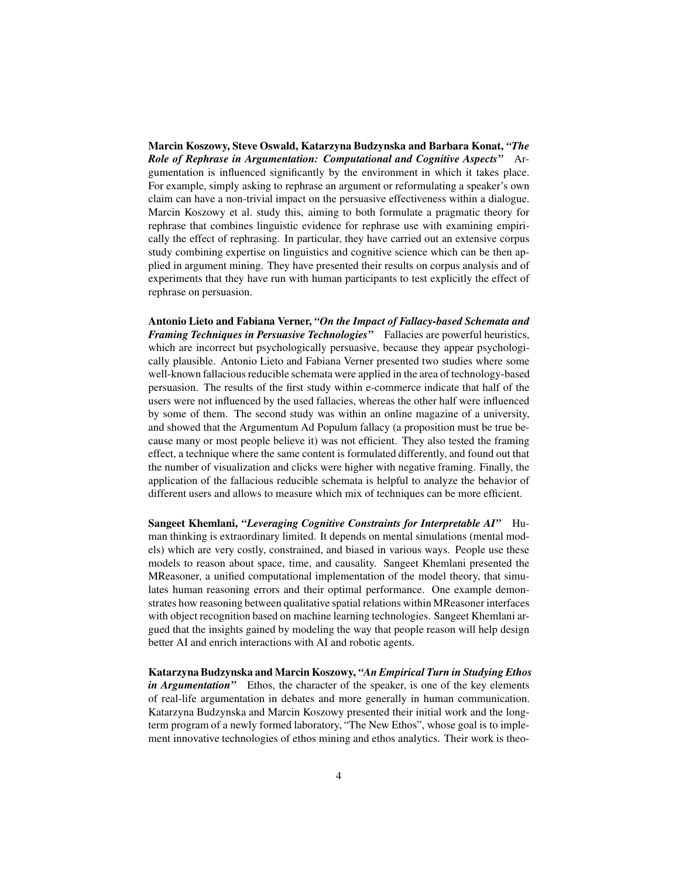**Marcin Koszowy, Steve Oswald, Katarzyna Budzynska and Barbara Konat,** ***"The Role of Rephrase in Argumentation: Computational and Cognitive Aspects"*** Argumentation is influenced significantly by the environment in which it takes place. For example, simply asking to rephrase an argument or reformulating a speaker's own claim can have a non-trivial impact on the persuasive effectiveness within a dialogue. Marcin Koszowy et al. study this, aiming to both formulate a pragmatic theory for rephrase that combines linguistic evidence for rephrase use with examining empirically the effect of rephrasing. In particular, they have carried out an extensive corpus study combining expertise on linguistics and cognitive science which can be then applied in argument mining. They have presented their results on corpus analysis and of experiments that they have run with human participants to test explicitly the effect of rephrase on persuasion.

**Antonio Lieto and Fabiana Verner,** ***"On the Impact of Fallacy-based Schemata and Framing Techniques in Persuasive Technologies"*** Fallacies are powerful heuristics, which are incorrect but psychologically persuasive, because they appear psychologically plausible. Antonio Lieto and Fabiana Verner presented two studies where some well-known fallacious reducible schemata were applied in the area of technology-based persuasion. The results of the first study within e-commerce indicate that half of the users were not influenced by the used fallacies, whereas the other half were influenced by some of them. The second study was within an online magazine of a university, and showed that the Argumentum Ad Populum fallacy (a proposition must be true because many or most people believe it) was not efficient. They also tested the framing effect, a technique where the same content is formulated differently, and found out that the number of visualization and clicks were higher with negative framing. Finally, the application of the fallacious reducible schemata is helpful to analyze the behavior of different users and allows to measure which mix of techniques can be more efficient.

**Sangeet Khemlani,** ***"Leveraging Cognitive Constraints for Interpretable AI"*** Human thinking is extraordinary limited. It depends on mental simulations (mental models) which are very costly, constrained, and biased in various ways. People use these models to reason about space, time, and causality. Sangeet Khemlani presented the MReasoner, a unified computational implementation of the model theory, that simulates human reasoning errors and their optimal performance. One example demonstrates how reasoning between qualitative spatial relations within MReasoner interfaces with object recognition based on machine learning technologies. Sangeet Khemlani argued that the insights gained by modeling the way that people reason will help design better AI and enrich interactions with AI and robotic agents.

**Katarzyna Budzynska and Marcin Koszowy,** ***"An Empirical Turn in Studying Ethos in Argumentation"*** Ethos, the character of the speaker, is one of the key elements of real-life argumentation in debates and more generally in human communication. Katarzyna Budzynska and Marcin Koszowy presented their initial work and the long-term program of a newly formed laboratory, "The New Ethos", whose goal is to implement innovative technologies of ethos mining and ethos analytics. Their work is theo-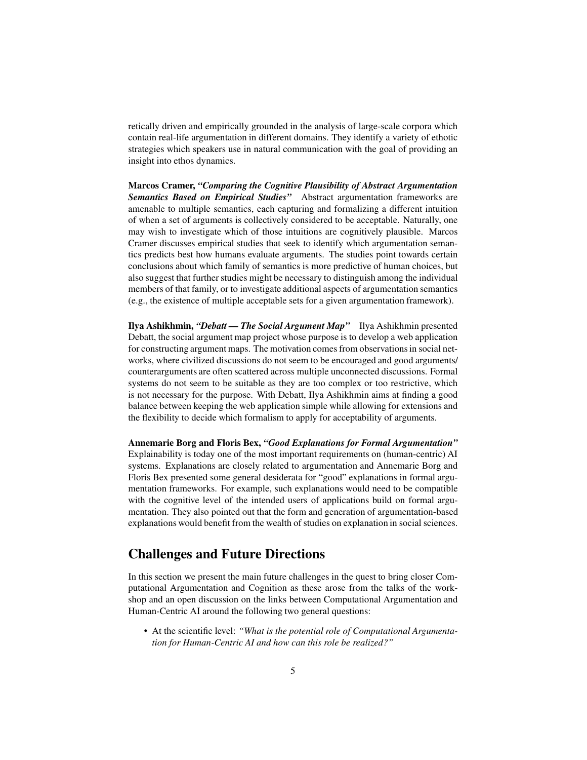retically driven and empirically grounded in the analysis of large-scale corpora which contain real-life argumentation in different domains. They identify a variety of ethotic strategies which speakers use in natural communication with the goal of providing an insight into ethos dynamics.

**Marcos Cramer, *"Comparing the Cognitive Plausibility of Abstract Argumentation Semantics Based on Empirical Studies"*** Abstract argumentation frameworks are amenable to multiple semantics, each capturing and formalizing a different intuition of when a set of arguments is collectively considered to be acceptable. Naturally, one may wish to investigate which of those intuitions are cognitively plausible. Marcos Cramer discusses empirical studies that seek to identify which argumentation semantics predicts best how humans evaluate arguments. The studies point towards certain conclusions about which family of semantics is more predictive of human choices, but also suggest that further studies might be necessary to distinguish among the individual members of that family, or to investigate additional aspects of argumentation semantics (e.g., the existence of multiple acceptable sets for a given argumentation framework).

**Ilya Ashikhmin, *"Debatt — The Social Argument Map"*** Ilya Ashikhmin presented Debatt, the social argument map project whose purpose is to develop a web application for constructing argument maps. The motivation comes from observations in social networks, where civilized discussions do not seem to be encouraged and good arguments/ counterarguments are often scattered across multiple unconnected discussions. Formal systems do not seem to be suitable as they are too complex or too restrictive, which is not necessary for the purpose. With Debatt, Ilya Ashikhmin aims at finding a good balance between keeping the web application simple while allowing for extensions and the flexibility to decide which formalism to apply for acceptability of arguments.

**Annemarie Borg and Floris Bex, *"Good Explanations for Formal Argumentation"*** Explainability is today one of the most important requirements on (human-centric) AI systems. Explanations are closely related to argumentation and Annemarie Borg and Floris Bex presented some general desiderata for "good" explanations in formal argumentation frameworks. For example, such explanations would need to be compatible with the cognitive level of the intended users of applications build on formal argumentation. They also pointed out that the form and generation of argumentation-based explanations would benefit from the wealth of studies on explanation in social sciences.

## Challenges and Future Directions

In this section we present the main future challenges in the quest to bring closer Computational Argumentation and Cognition as these arose from the talks of the workshop and an open discussion on the links between Computational Argumentation and Human-Centric AI around the following two general questions:

- At the scientific level: *"What is the potential role of Computational Argumentation for Human-Centric AI and how can this role be realized?"*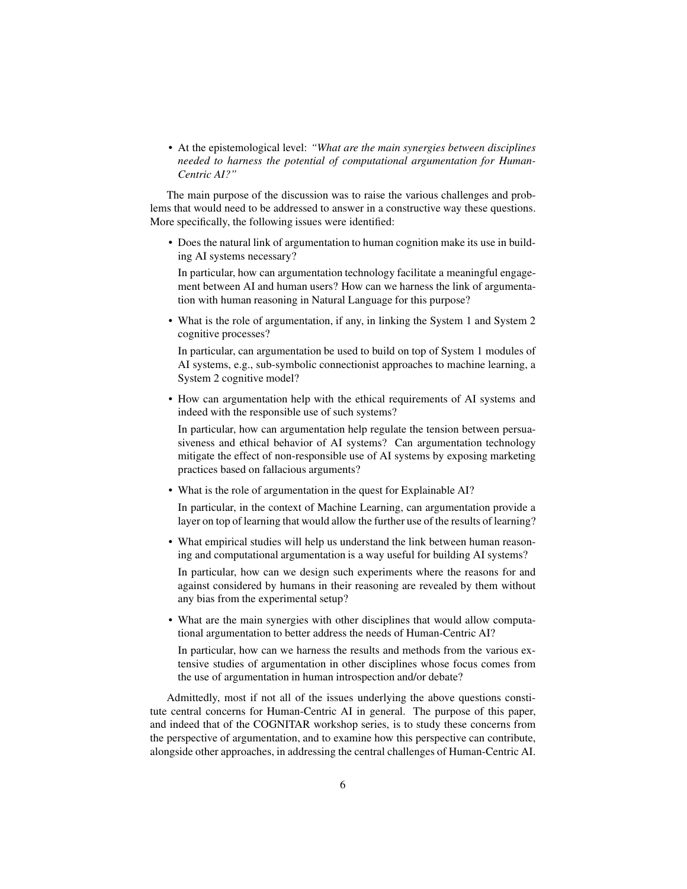- At the epistemological level: *"What are the main synergies between disciplines needed to harness the potential of computational argumentation for Human-Centric AI?"*

The main purpose of the discussion was to raise the various challenges and problems that would need to be addressed to answer in a constructive way these questions. More specifically, the following issues were identified:

- Does the natural link of argumentation to human cognition make its use in building AI systems necessary?

  In particular, how can argumentation technology facilitate a meaningful engagement between AI and human users? How can we harness the link of argumentation with human reasoning in Natural Language for this purpose?

- What is the role of argumentation, if any, in linking the System 1 and System 2 cognitive processes?

  In particular, can argumentation be used to build on top of System 1 modules of AI systems, e.g., sub-symbolic connectionist approaches to machine learning, a System 2 cognitive model?

- How can argumentation help with the ethical requirements of AI systems and indeed with the responsible use of such systems?

  In particular, how can argumentation help regulate the tension between persuasiveness and ethical behavior of AI systems? Can argumentation technology mitigate the effect of non-responsible use of AI systems by exposing marketing practices based on fallacious arguments?

- What is the role of argumentation in the quest for Explainable AI?

  In particular, in the context of Machine Learning, can argumentation provide a layer on top of learning that would allow the further use of the results of learning?

- What empirical studies will help us understand the link between human reasoning and computational argumentation is a way useful for building AI systems?

  In particular, how can we design such experiments where the reasons for and against considered by humans in their reasoning are revealed by them without any bias from the experimental setup?

- What are the main synergies with other disciplines that would allow computational argumentation to better address the needs of Human-Centric AI?

  In particular, how can we harness the results and methods from the various extensive studies of argumentation in other disciplines whose focus comes from the use of argumentation in human introspection and/or debate?

Admittedly, most if not all of the issues underlying the above questions constitute central concerns for Human-Centric AI in general. The purpose of this paper, and indeed that of the COGNITAR workshop series, is to study these concerns from the perspective of argumentation, and to examine how this perspective can contribute, alongside other approaches, in addressing the central challenges of Human-Centric AI.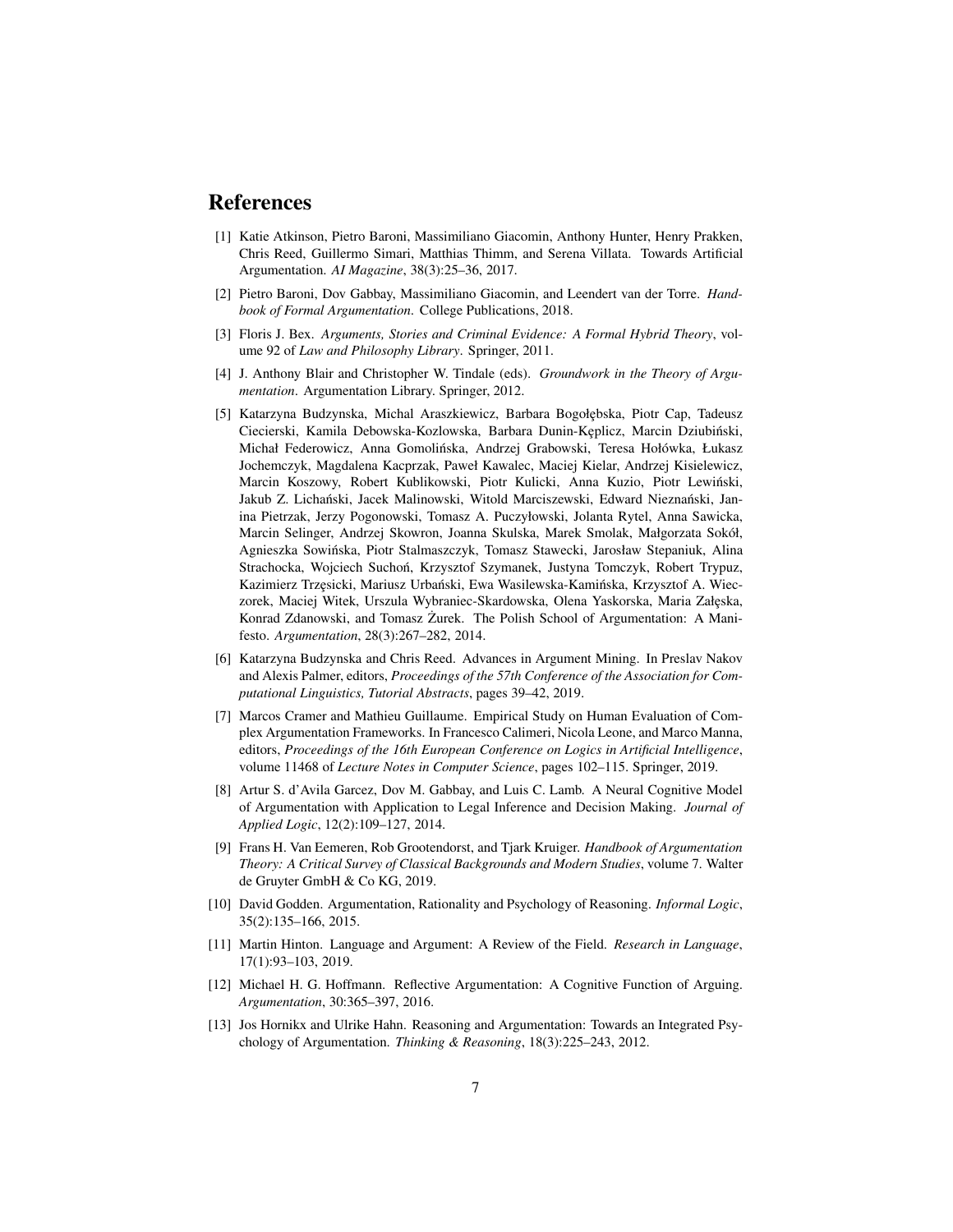# References

[1] Katie Atkinson, Pietro Baroni, Massimiliano Giacomin, Anthony Hunter, Henry Prakken, Chris Reed, Guillermo Simari, Matthias Thimm, and Serena Villata. Towards Artificial Argumentation. *AI Magazine*, 38(3):25–36, 2017.

[2] Pietro Baroni, Dov Gabbay, Massimiliano Giacomin, and Leendert van der Torre. *Handbook of Formal Argumentation*. College Publications, 2018.

[3] Floris J. Bex. *Arguments, Stories and Criminal Evidence: A Formal Hybrid Theory*, volume 92 of *Law and Philosophy Library*. Springer, 2011.

[4] J. Anthony Blair and Christopher W. Tindale (eds). *Groundwork in the Theory of Argumentation*. Argumentation Library. Springer, 2012.

[5] Katarzyna Budzynska, Michal Araszkiewicz, Barbara Bogołębska, Piotr Cap, Tadeusz Ciecierski, Kamila Debowska-Kozlowska, Barbara Dunin-Kęplicz, Marcin Dziubiński, Michał Federowicz, Anna Gomolińska, Andrzej Grabowski, Teresa Hołówka, Łukasz Jochemczyk, Magdalena Kacprzak, Paweł Kawalec, Maciej Kielar, Andrzej Kisielewicz, Marcin Koszowy, Robert Kublikowski, Piotr Kulicki, Anna Kuzio, Piotr Lewiński, Jakub Z. Lichański, Jacek Malinowski, Witold Marciszewski, Edward Nieznański, Janina Pietrzak, Jerzy Pogonowski, Tomasz A. Puczyłowski, Jolanta Rytel, Anna Sawicka, Marcin Selinger, Andrzej Skowron, Joanna Skulska, Marek Smolak, Małgorzata Sokół, Agnieszka Sowińska, Piotr Stalmaszczyk, Tomasz Stawecki, Jarosław Stepaniuk, Alina Strachocka, Wojciech Suchoń, Krzysztof Szymanek, Justyna Tomczyk, Robert Trypuz, Kazimierz Trzęsicki, Mariusz Urbański, Ewa Wasilewska-Kamińska, Krzysztof A. Wieczorek, Maciej Witek, Urszula Wybraniec-Skardowska, Olena Yaskorska, Maria Załęska, Konrad Zdanowski, and Tomasz Żurek. The Polish School of Argumentation: A Manifesto. *Argumentation*, 28(3):267–282, 2014.

[6] Katarzyna Budzynska and Chris Reed. Advances in Argument Mining. In Preslav Nakov and Alexis Palmer, editors, *Proceedings of the 57th Conference of the Association for Computational Linguistics, Tutorial Abstracts*, pages 39–42, 2019.

[7] Marcos Cramer and Mathieu Guillaume. Empirical Study on Human Evaluation of Complex Argumentation Frameworks. In Francesco Calimeri, Nicola Leone, and Marco Manna, editors, *Proceedings of the 16th European Conference on Logics in Artificial Intelligence*, volume 11468 of *Lecture Notes in Computer Science*, pages 102–115. Springer, 2019.

[8] Artur S. d'Avila Garcez, Dov M. Gabbay, and Luis C. Lamb. A Neural Cognitive Model of Argumentation with Application to Legal Inference and Decision Making. *Journal of Applied Logic*, 12(2):109–127, 2014.

[9] Frans H. Van Eemeren, Rob Grootendorst, and Tjark Kruiger. *Handbook of Argumentation Theory: A Critical Survey of Classical Backgrounds and Modern Studies*, volume 7. Walter de Gruyter GmbH & Co KG, 2019.

[10] David Godden. Argumentation, Rationality and Psychology of Reasoning. *Informal Logic*, 35(2):135–166, 2015.

[11] Martin Hinton. Language and Argument: A Review of the Field. *Research in Language*, 17(1):93–103, 2019.

[12] Michael H. G. Hoffmann. Reflective Argumentation: A Cognitive Function of Arguing. *Argumentation*, 30:365–397, 2016.

[13] Jos Hornikx and Ulrike Hahn. Reasoning and Argumentation: Towards an Integrated Psychology of Argumentation. *Thinking & Reasoning*, 18(3):225–243, 2012.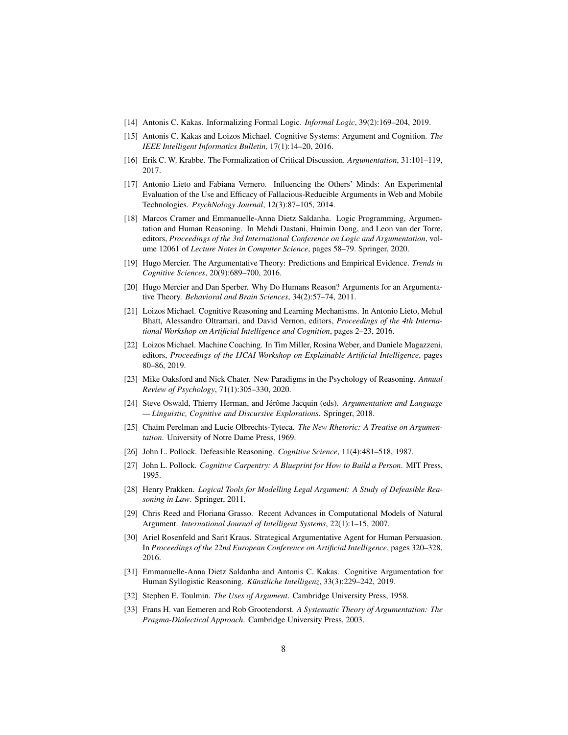[14] Antonis C. Kakas. Informalizing Formal Logic. *Informal Logic*, 39(2):169–204, 2019.

[15] Antonis C. Kakas and Loizos Michael. Cognitive Systems: Argument and Cognition. *The IEEE Intelligent Informatics Bulletin*, 17(1):14–20, 2016.

[16] Erik C. W. Krabbe. The Formalization of Critical Discussion. *Argumentation*, 31:101–119, 2017.

[17] Antonio Lieto and Fabiana Vernero. Influencing the Others' Minds: An Experimental Evaluation of the Use and Efficacy of Fallacious-Reducible Arguments in Web and Mobile Technologies. *PsychNology Journal*, 12(3):87–105, 2014.

[18] Marcos Cramer and Emmanuelle-Anna Dietz Saldanha. Logic Programming, Argumentation and Human Reasoning. In Mehdi Dastani, Huimin Dong, and Leon van der Torre, editors, *Proceedings of the 3rd International Conference on Logic and Argumentation*, volume 12061 of *Lecture Notes in Computer Science*, pages 58–79. Springer, 2020.

[19] Hugo Mercier. The Argumentative Theory: Predictions and Empirical Evidence. *Trends in Cognitive Sciences*, 20(9):689–700, 2016.

[20] Hugo Mercier and Dan Sperber. Why Do Humans Reason? Arguments for an Argumentative Theory. *Behavioral and Brain Sciences*, 34(2):57–74, 2011.

[21] Loizos Michael. Cognitive Reasoning and Learning Mechanisms. In Antonio Lieto, Mehul Bhatt, Alessandro Oltramari, and David Vernon, editors, *Proceedings of the 4th International Workshop on Artificial Intelligence and Cognition*, pages 2–23, 2016.

[22] Loizos Michael. Machine Coaching. In Tim Miller, Rosina Weber, and Daniele Magazzeni, editors, *Proceedings of the IJCAI Workshop on Explainable Artificial Intelligence*, pages 80–86, 2019.

[23] Mike Oaksford and Nick Chater. New Paradigms in the Psychology of Reasoning. *Annual Review of Psychology*, 71(1):305–330, 2020.

[24] Steve Oswald, Thierry Herman, and Jérôme Jacquin (eds). *Argumentation and Language — Linguistic, Cognitive and Discursive Explorations*. Springer, 2018.

[25] Chaïm Perelman and Lucie Olbrechts-Tyteca. *The New Rhetoric: A Treatise on Argumentation*. University of Notre Dame Press, 1969.

[26] John L. Pollock. Defeasible Reasoning. *Cognitive Science*, 11(4):481–518, 1987.

[27] John L. Pollock. *Cognitive Carpentry: A Blueprint for How to Build a Person*. MIT Press, 1995.

[28] Henry Prakken. *Logical Tools for Modelling Legal Argument: A Study of Defeasible Reasoning in Law*. Springer, 2011.

[29] Chris Reed and Floriana Grasso. Recent Advances in Computational Models of Natural Argument. *International Journal of Intelligent Systems*, 22(1):1–15, 2007.

[30] Ariel Rosenfeld and Sarit Kraus. Strategical Argumentative Agent for Human Persuasion. In *Proceedings of the 22nd European Conference on Artificial Intelligence*, pages 320–328, 2016.

[31] Emmanuelle-Anna Dietz Saldanha and Antonis C. Kakas. Cognitive Argumentation for Human Syllogistic Reasoning. *Künstliche Intelligenz*, 33(3):229–242, 2019.

[32] Stephen E. Toulmin. *The Uses of Argument*. Cambridge University Press, 1958.

[33] Frans H. van Eemeren and Rob Grootendorst. *A Systematic Theory of Argumentation: The Pragma-Dialectical Approach*. Cambridge University Press, 2003.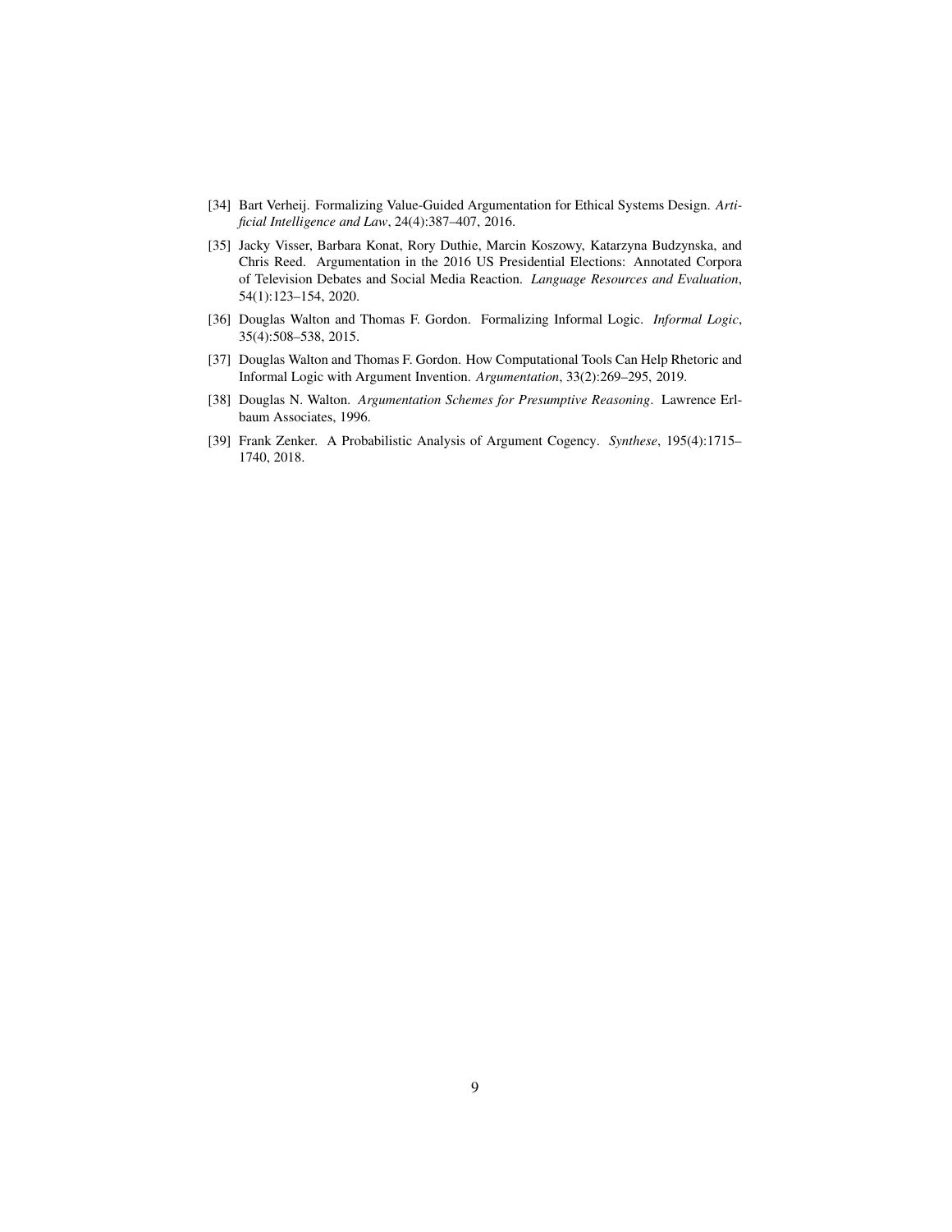[34] Bart Verheij. Formalizing Value-Guided Argumentation for Ethical Systems Design. *Artificial Intelligence and Law*, 24(4):387–407, 2016.

[35] Jacky Visser, Barbara Konat, Rory Duthie, Marcin Koszowy, Katarzyna Budzynska, and Chris Reed. Argumentation in the 2016 US Presidential Elections: Annotated Corpora of Television Debates and Social Media Reaction. *Language Resources and Evaluation*, 54(1):123–154, 2020.

[36] Douglas Walton and Thomas F. Gordon. Formalizing Informal Logic. *Informal Logic*, 35(4):508–538, 2015.

[37] Douglas Walton and Thomas F. Gordon. How Computational Tools Can Help Rhetoric and Informal Logic with Argument Invention. *Argumentation*, 33(2):269–295, 2019.

[38] Douglas N. Walton. *Argumentation Schemes for Presumptive Reasoning*. Lawrence Erlbaum Associates, 1996.

[39] Frank Zenker. A Probabilistic Analysis of Argument Cogency. *Synthese*, 195(4):1715–1740, 2018.